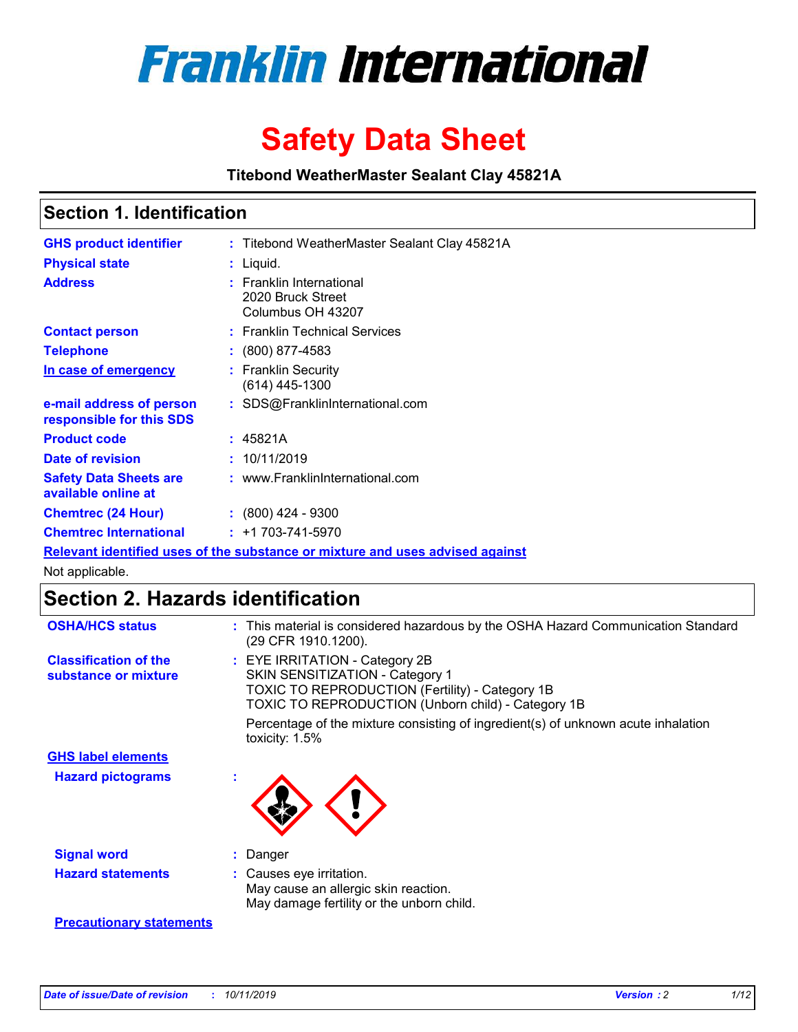# Franklin International

# Safety Data Sheet

**Titebond WeatherMaster Sealant Clay 45821A**

## Section 1. Identification

| | | |
|---|---|---|
| **GHS product identifier** | : | Titebond WeatherMaster Sealant Clay 45821A |
| **Physical state** | : | Liquid. |
| **Address** | : | Franklin International<br>2020 Bruck Street<br>Columbus OH 43207 |
| **Contact person** | : | Franklin Technical Services |
| **Telephone** | : | (800) 877-4583 |
| **In case of emergency** | : | Franklin Security<br>(614) 445-1300 |
| **e-mail address of person responsible for this SDS** | : | SDS@FranklinInternational.com |
| **Product code** | : | 45821A |
| **Date of revision** | : | 10/11/2019 |
| **Safety Data Sheets are available online at** | : | www.FranklinInternational.com |
| **Chemtrec (24 Hour)** | : | (800) 424 - 9300 |
| **Chemtrec International** | : | +1 703-741-5970 |

**Relevant identified uses of the substance or mixture and uses advised against**

Not applicable.

## Section 2. Hazards identification

**OSHA/HCS status** : This material is considered hazardous by the OSHA Hazard Communication Standard (29 CFR 1910.1200).

**Classification of the substance or mixture** : EYE IRRITATION - Category 2B
SKIN SENSITIZATION - Category 1
TOXIC TO REPRODUCTION (Fertility) - Category 1B
TOXIC TO REPRODUCTION (Unborn child) - Category 1B

Percentage of the mixture consisting of ingredient(s) of unknown acute inhalation toxicity: 1.5%

**GHS label elements**

**Hazard pictograms** :

**Signal word** : Danger

**Hazard statements** : Causes eye irritation.
May cause an allergic skin reaction.
May damage fertility or the unborn child.

**Precautionary statements**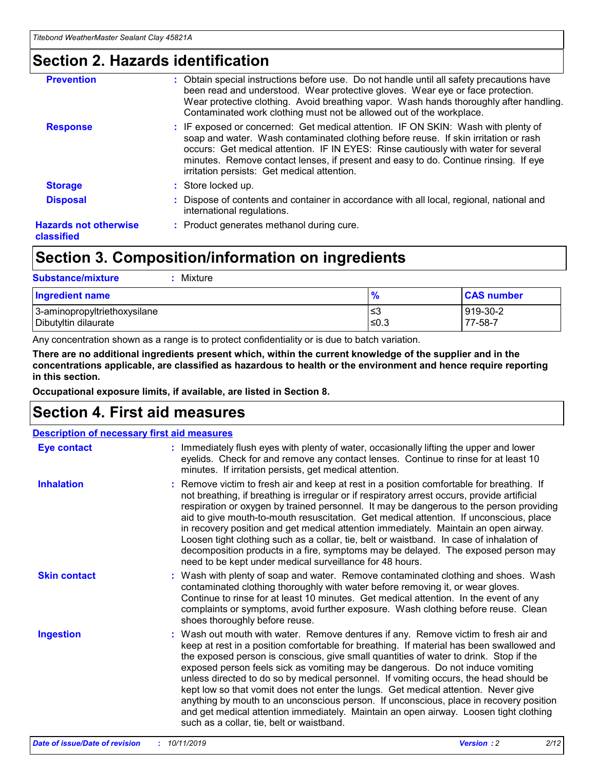## Section 2. Hazards identification

**Prevention** : Obtain special instructions before use. Do not handle until all safety precautions have been read and understood. Wear protective gloves. Wear eye or face protection. Wear protective clothing. Avoid breathing vapor. Wash hands thoroughly after handling. Contaminated work clothing must not be allowed out of the workplace.

**Response** : IF exposed or concerned: Get medical attention. IF ON SKIN: Wash with plenty of soap and water. Wash contaminated clothing before reuse. If skin irritation or rash occurs: Get medical attention. IF IN EYES: Rinse cautiously with water for several minutes. Remove contact lenses, if present and easy to do. Continue rinsing. If eye irritation persists: Get medical attention.

**Storage** : Store locked up.

**Disposal** : Dispose of contents and container in accordance with all local, regional, national and international regulations.

**Hazards not otherwise classified** : Product generates methanol during cure.

## Section 3. Composition/information on ingredients

**Substance/mixture** : Mixture

| Ingredient name | % | CAS number |
|---|---|---|
| 3-aminopropyltriethoxysilane | ≤3 | 919-30-2 |
| Dibutyltin dilaurate | ≤0.3 | 77-58-7 |

Any concentration shown as a range is to protect confidentiality or is due to batch variation.

**There are no additional ingredients present which, within the current knowledge of the supplier and in the concentrations applicable, are classified as hazardous to health or the environment and hence require reporting in this section.**

**Occupational exposure limits, if available, are listed in Section 8.**

## Section 4. First aid measures

**Description of necessary first aid measures**

**Eye contact** : Immediately flush eyes with plenty of water, occasionally lifting the upper and lower eyelids. Check for and remove any contact lenses. Continue to rinse for at least 10 minutes. If irritation persists, get medical attention.

**Inhalation** : Remove victim to fresh air and keep at rest in a position comfortable for breathing. If not breathing, if breathing is irregular or if respiratory arrest occurs, provide artificial respiration or oxygen by trained personnel. It may be dangerous to the person providing aid to give mouth-to-mouth resuscitation. Get medical attention. If unconscious, place in recovery position and get medical attention immediately. Maintain an open airway. Loosen tight clothing such as a collar, tie, belt or waistband. In case of inhalation of decomposition products in a fire, symptoms may be delayed. The exposed person may need to be kept under medical surveillance for 48 hours.

**Skin contact** : Wash with plenty of soap and water. Remove contaminated clothing and shoes. Wash contaminated clothing thoroughly with water before removing it, or wear gloves. Continue to rinse for at least 10 minutes. Get medical attention. In the event of any complaints or symptoms, avoid further exposure. Wash clothing before reuse. Clean shoes thoroughly before reuse.

**Ingestion** : Wash out mouth with water. Remove dentures if any. Remove victim to fresh air and keep at rest in a position comfortable for breathing. If material has been swallowed and the exposed person is conscious, give small quantities of water to drink. Stop if the exposed person feels sick as vomiting may be dangerous. Do not induce vomiting unless directed to do so by medical personnel. If vomiting occurs, the head should be kept low so that vomit does not enter the lungs. Get medical attention. Never give anything by mouth to an unconscious person. If unconscious, place in recovery position and get medical attention immediately. Maintain an open airway. Loosen tight clothing such as a collar, tie, belt or waistband.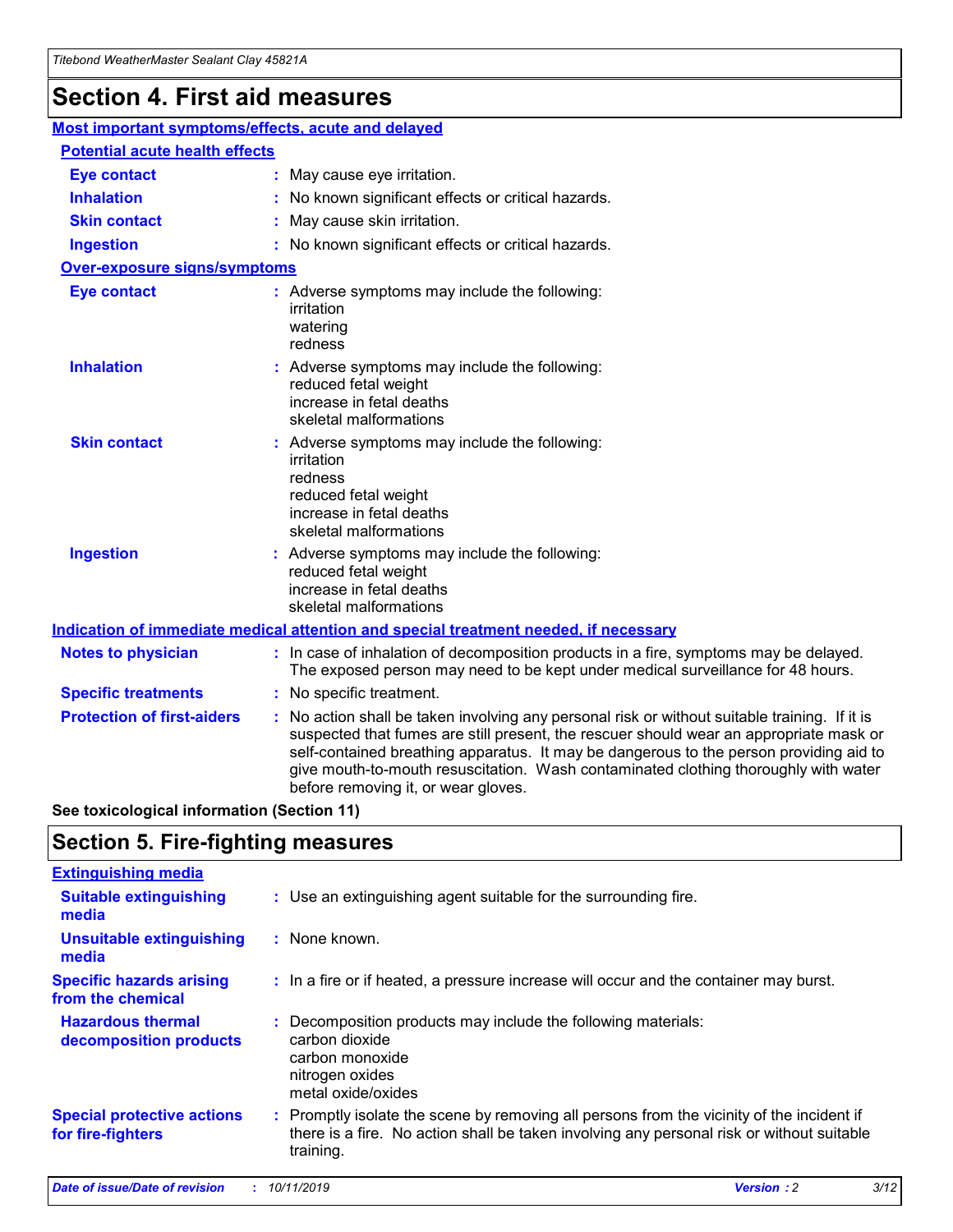# Section 4. First aid measures

## Most important symptoms/effects, acute and delayed

### Potential acute health effects

| | |
|---|---|
| **Eye contact** | May cause eye irritation. |
| **Inhalation** | No known significant effects or critical hazards. |
| **Skin contact** | May cause skin irritation. |
| **Ingestion** | No known significant effects or critical hazards. |

### Over-exposure signs/symptoms

| | |
|---|---|
| **Eye contact** | Adverse symptoms may include the following: irritation, watering, redness |
| **Inhalation** | Adverse symptoms may include the following: reduced fetal weight, increase in fetal deaths, skeletal malformations |
| **Skin contact** | Adverse symptoms may include the following: irritation, redness, reduced fetal weight, increase in fetal deaths, skeletal malformations |
| **Ingestion** | Adverse symptoms may include the following: reduced fetal weight, increase in fetal deaths, skeletal malformations |

## Indication of immediate medical attention and special treatment needed, if necessary

| | |
|---|---|
| **Notes to physician** | In case of inhalation of decomposition products in a fire, symptoms may be delayed. The exposed person may need to be kept under medical surveillance for 48 hours. |
| **Specific treatments** | No specific treatment. |
| **Protection of first-aiders** | No action shall be taken involving any personal risk or without suitable training. If it is suspected that fumes are still present, the rescuer should wear an appropriate mask or self-contained breathing apparatus. It may be dangerous to the person providing aid to give mouth-to-mouth resuscitation. Wash contaminated clothing thoroughly with water before removing it, or wear gloves. |

**See toxicological information (Section 11)**

# Section 5. Fire-fighting measures

## Extinguishing media

| | |
|---|---|
| **Suitable extinguishing media** | Use an extinguishing agent suitable for the surrounding fire. |
| **Unsuitable extinguishing media** | None known. |
| **Specific hazards arising from the chemical** | In a fire or if heated, a pressure increase will occur and the container may burst. |
| **Hazardous thermal decomposition products** | Decomposition products may include the following materials: carbon dioxide, carbon monoxide, nitrogen oxides, metal oxide/oxides |
| **Special protective actions for fire-fighters** | Promptly isolate the scene by removing all persons from the vicinity of the incident if there is a fire. No action shall be taken involving any personal risk or without suitable training. |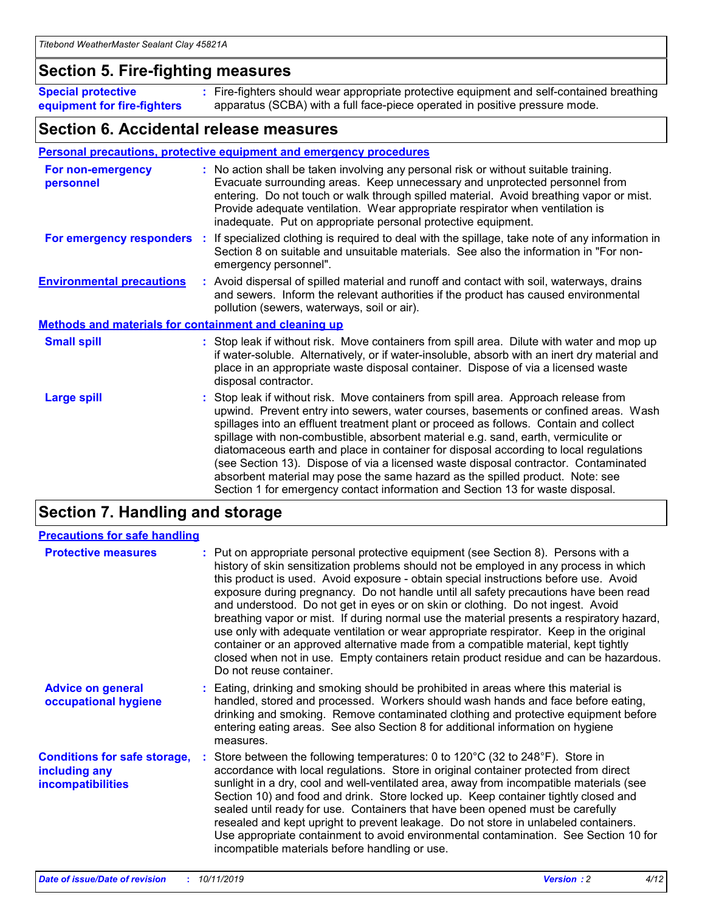## Section 5. Fire-fighting measures

**Special protective equipment for fire-fighters** : Fire-fighters should wear appropriate protective equipment and self-contained breathing apparatus (SCBA) with a full face-piece operated in positive pressure mode.

## Section 6. Accidental release measures

### Personal precautions, protective equipment and emergency procedures

**For non-emergency personnel** : No action shall be taken involving any personal risk or without suitable training. Evacuate surrounding areas. Keep unnecessary and unprotected personnel from entering. Do not touch or walk through spilled material. Avoid breathing vapor or mist. Provide adequate ventilation. Wear appropriate respirator when ventilation is inadequate. Put on appropriate personal protective equipment.

**For emergency responders** : If specialized clothing is required to deal with the spillage, take note of any information in Section 8 on suitable and unsuitable materials. See also the information in "For non-emergency personnel".

**Environmental precautions** : Avoid dispersal of spilled material and runoff and contact with soil, waterways, drains and sewers. Inform the relevant authorities if the product has caused environmental pollution (sewers, waterways, soil or air).

### Methods and materials for containment and cleaning up

**Small spill** : Stop leak if without risk. Move containers from spill area. Dilute with water and mop up if water-soluble. Alternatively, or if water-insoluble, absorb with an inert dry material and place in an appropriate waste disposal container. Dispose of via a licensed waste disposal contractor.

**Large spill** : Stop leak if without risk. Move containers from spill area. Approach release from upwind. Prevent entry into sewers, water courses, basements or confined areas. Wash spillages into an effluent treatment plant or proceed as follows. Contain and collect spillage with non-combustible, absorbent material e.g. sand, earth, vermiculite or diatomaceous earth and place in container for disposal according to local regulations (see Section 13). Dispose of via a licensed waste disposal contractor. Contaminated absorbent material may pose the same hazard as the spilled product. Note: see Section 1 for emergency contact information and Section 13 for waste disposal.

## Section 7. Handling and storage

### Precautions for safe handling

**Protective measures** : Put on appropriate personal protective equipment (see Section 8). Persons with a history of skin sensitization problems should not be employed in any process in which this product is used. Avoid exposure - obtain special instructions before use. Avoid exposure during pregnancy. Do not handle until all safety precautions have been read and understood. Do not get in eyes or on skin or clothing. Do not ingest. Avoid breathing vapor or mist. If during normal use the material presents a respiratory hazard, use only with adequate ventilation or wear appropriate respirator. Keep in the original container or an approved alternative made from a compatible material, kept tightly closed when not in use. Empty containers retain product residue and can be hazardous. Do not reuse container.

**Advice on general occupational hygiene** : Eating, drinking and smoking should be prohibited in areas where this material is handled, stored and processed. Workers should wash hands and face before eating, drinking and smoking. Remove contaminated clothing and protective equipment before entering eating areas. See also Section 8 for additional information on hygiene measures.

**Conditions for safe storage, including any incompatibilities** : Store between the following temperatures: 0 to 120°C (32 to 248°F). Store in accordance with local regulations. Store in original container protected from direct sunlight in a dry, cool and well-ventilated area, away from incompatible materials (see Section 10) and food and drink. Store locked up. Keep container tightly closed and sealed until ready for use. Containers that have been opened must be carefully resealed and kept upright to prevent leakage. Do not store in unlabeled containers. Use appropriate containment to avoid environmental contamination. See Section 10 for incompatible materials before handling or use.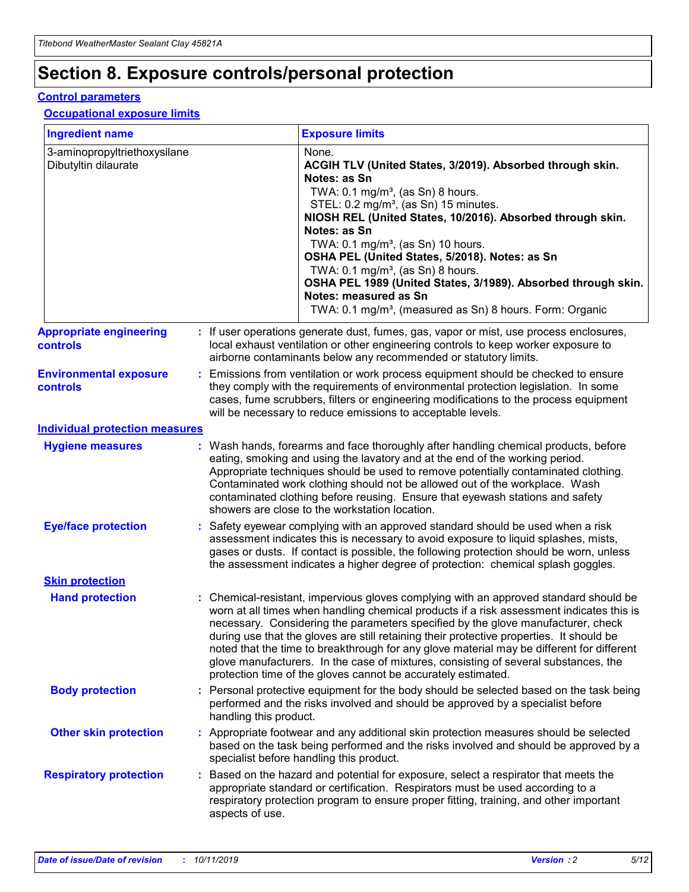# Section 8. Exposure controls/personal protection

## Control parameters

### Occupational exposure limits

| Ingredient name | Exposure limits |
| --- | --- |
| 3-aminopropyltriethoxysilane<br>Dibutyltin dilaurate | None.<br>**ACGIH TLV (United States, 3/2019). Absorbed through skin. Notes: as Sn**<br>TWA: 0.1 mg/m³, (as Sn) 8 hours.<br>STEL: 0.2 mg/m³, (as Sn) 15 minutes.<br>**NIOSH REL (United States, 10/2016). Absorbed through skin. Notes: as Sn**<br>TWA: 0.1 mg/m³, (as Sn) 10 hours.<br>**OSHA PEL (United States, 5/2018). Notes: as Sn**<br>TWA: 0.1 mg/m³, (as Sn) 8 hours.<br>**OSHA PEL 1989 (United States, 3/1989). Absorbed through skin. Notes: measured as Sn**<br>TWA: 0.1 mg/m³, (measured as Sn) 8 hours. Form: Organic |

**Appropriate engineering controls** : If user operations generate dust, fumes, gas, vapor or mist, use process enclosures, local exhaust ventilation or other engineering controls to keep worker exposure to airborne contaminants below any recommended or statutory limits.

**Environmental exposure controls** : Emissions from ventilation or work process equipment should be checked to ensure they comply with the requirements of environmental protection legislation. In some cases, fume scrubbers, filters or engineering modifications to the process equipment will be necessary to reduce emissions to acceptable levels.

## Individual protection measures

**Hygiene measures** : Wash hands, forearms and face thoroughly after handling chemical products, before eating, smoking and using the lavatory and at the end of the working period. Appropriate techniques should be used to remove potentially contaminated clothing. Contaminated work clothing should not be allowed out of the workplace. Wash contaminated clothing before reusing. Ensure that eyewash stations and safety showers are close to the workstation location.

**Eye/face protection** : Safety eyewear complying with an approved standard should be used when a risk assessment indicates this is necessary to avoid exposure to liquid splashes, mists, gases or dusts. If contact is possible, the following protection should be worn, unless the assessment indicates a higher degree of protection: chemical splash goggles.

### Skin protection

**Hand protection** : Chemical-resistant, impervious gloves complying with an approved standard should be worn at all times when handling chemical products if a risk assessment indicates this is necessary. Considering the parameters specified by the glove manufacturer, check during use that the gloves are still retaining their protective properties. It should be noted that the time to breakthrough for any glove material may be different for different glove manufacturers. In the case of mixtures, consisting of several substances, the protection time of the gloves cannot be accurately estimated.

**Body protection** : Personal protective equipment for the body should be selected based on the task being performed and the risks involved and should be approved by a specialist before handling this product.

**Other skin protection** : Appropriate footwear and any additional skin protection measures should be selected based on the task being performed and the risks involved and should be approved by a specialist before handling this product.

**Respiratory protection** : Based on the hazard and potential for exposure, select a respirator that meets the appropriate standard or certification. Respirators must be used according to a respiratory protection program to ensure proper fitting, training, and other important aspects of use.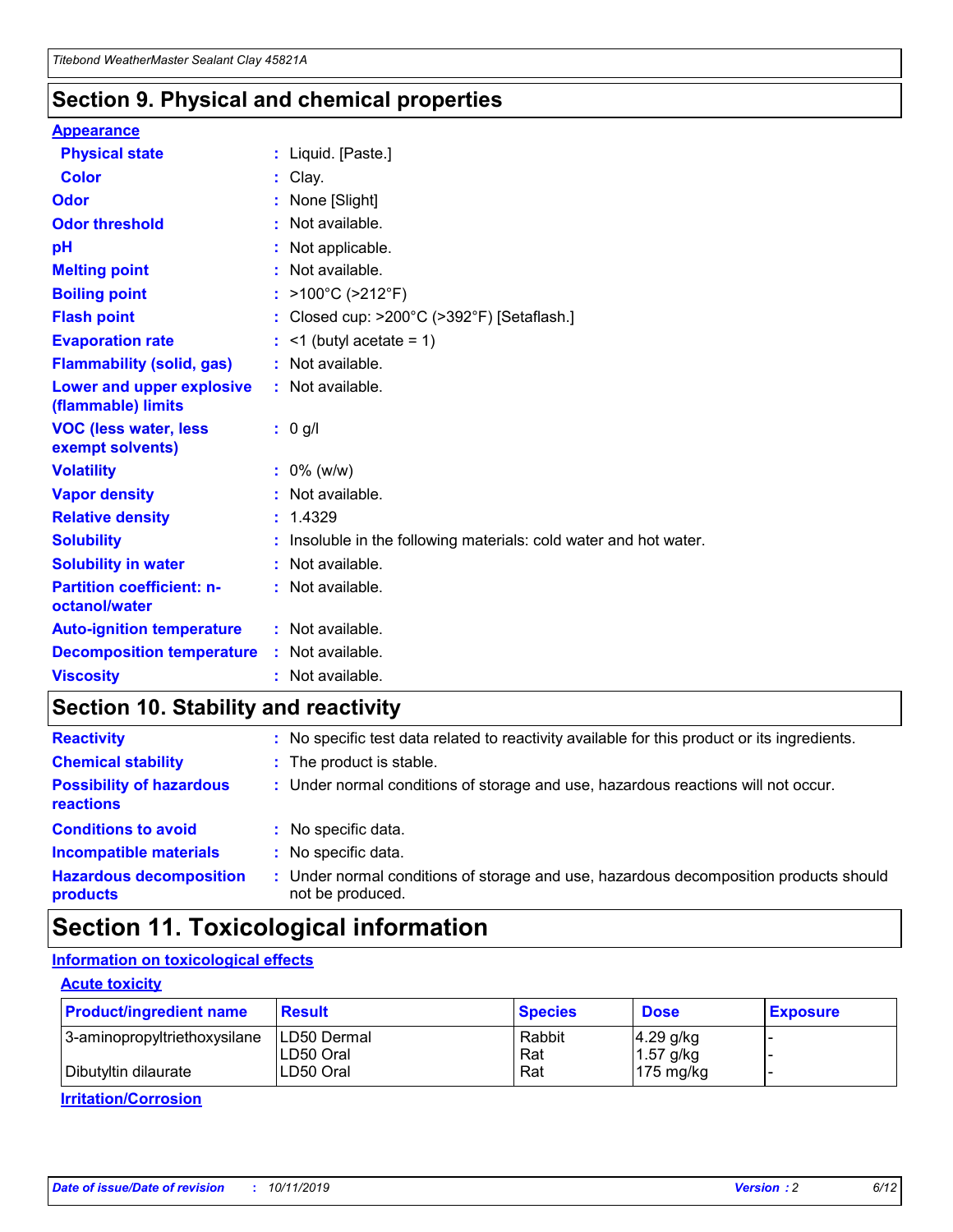## Section 9. Physical and chemical properties

**Appearance**

| | |
|---|---|
| **Physical state** | : Liquid. [Paste.] |
| **Color** | : Clay. |
| **Odor** | : None [Slight] |
| **Odor threshold** | : Not available. |
| **pH** | : Not applicable. |
| **Melting point** | : Not available. |
| **Boiling point** | : >100°C (>212°F) |
| **Flash point** | : Closed cup: >200°C (>392°F) [Setaflash.] |
| **Evaporation rate** | : <1 (butyl acetate = 1) |
| **Flammability (solid, gas)** | : Not available. |
| **Lower and upper explosive (flammable) limits** | : Not available. |
| **VOC (less water, less exempt solvents)** | : 0 g/l |
| **Volatility** | : 0% (w/w) |
| **Vapor density** | : Not available. |
| **Relative density** | : 1.4329 |
| **Solubility** | : Insoluble in the following materials: cold water and hot water. |
| **Solubility in water** | : Not available. |
| **Partition coefficient: n-octanol/water** | : Not available. |
| **Auto-ignition temperature** | : Not available. |
| **Decomposition temperature** | : Not available. |
| **Viscosity** | : Not available. |

## Section 10. Stability and reactivity

| | |
|---|---|
| **Reactivity** | : No specific test data related to reactivity available for this product or its ingredients. |
| **Chemical stability** | : The product is stable. |
| **Possibility of hazardous reactions** | : Under normal conditions of storage and use, hazardous reactions will not occur. |
| **Conditions to avoid** | : No specific data. |
| **Incompatible materials** | : No specific data. |
| **Hazardous decomposition products** | : Under normal conditions of storage and use, hazardous decomposition products should not be produced. |

## Section 11. Toxicological information

**Information on toxicological effects**

**Acute toxicity**

| Product/ingredient name | Result | Species | Dose | Exposure |
|---|---|---|---|---|
| 3-aminopropyltriethoxysilane | LD50 Dermal | Rabbit | 4.29 g/kg | - |
| | LD50 Oral | Rat | 1.57 g/kg | - |
| Dibutyltin dilaurate | LD50 Oral | Rat | 175 mg/kg | - |

**Irritation/Corrosion**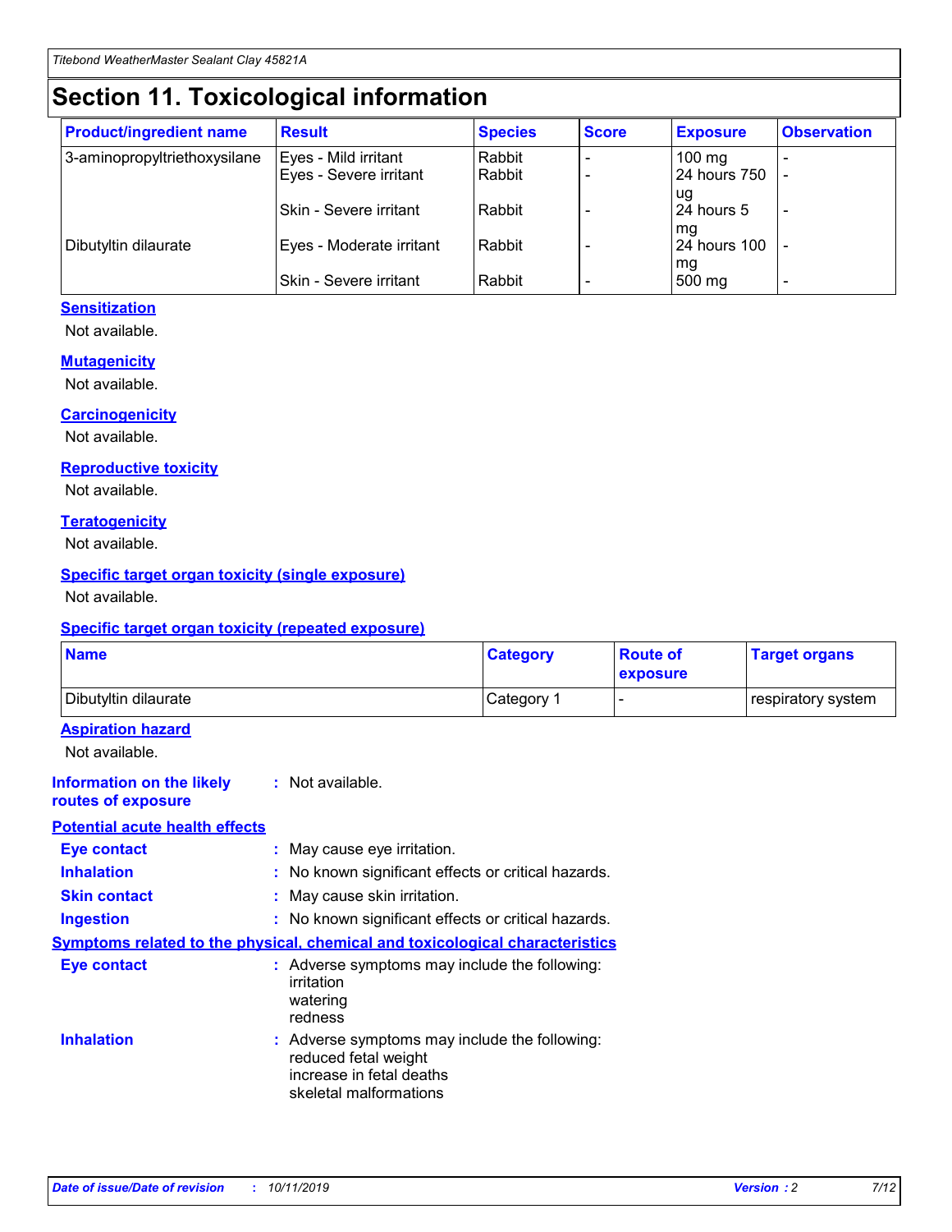# Section 11. Toxicological information

| Product/ingredient name | Result | Species | Score | Exposure | Observation |
|---|---|---|---|---|---|
| 3-aminopropyltriethoxysilane | Eyes - Mild irritant | Rabbit | - | 100 mg | - |
| | Eyes - Severe irritant | Rabbit | - | 24 hours 750 ug | - |
| | Skin - Severe irritant | Rabbit | - | 24 hours 5 mg | - |
| Dibutyltin dilaurate | Eyes - Moderate irritant | Rabbit | - | 24 hours 100 mg | - |
| | Skin - Severe irritant | Rabbit | - | 500 mg | - |

**Sensitization**

Not available.

**Mutagenicity**

Not available.

**Carcinogenicity**

Not available.

**Reproductive toxicity**

Not available.

**Teratogenicity**

Not available.

**Specific target organ toxicity (single exposure)**

Not available.

**Specific target organ toxicity (repeated exposure)**

| Name | Category | Route of exposure | Target organs |
|---|---|---|---|
| Dibutyltin dilaurate | Category 1 | - | respiratory system |

**Aspiration hazard**

Not available.

**Information on the likely routes of exposure** : Not available.

**Potential acute health effects**

**Eye contact** : May cause eye irritation.

**Inhalation** : No known significant effects or critical hazards.

**Skin contact** : May cause skin irritation.

**Ingestion** : No known significant effects or critical hazards.

**Symptoms related to the physical, chemical and toxicological characteristics**

**Eye contact** : Adverse symptoms may include the following:
irritation
watering
redness

**Inhalation** : Adverse symptoms may include the following:
reduced fetal weight
increase in fetal deaths
skeletal malformations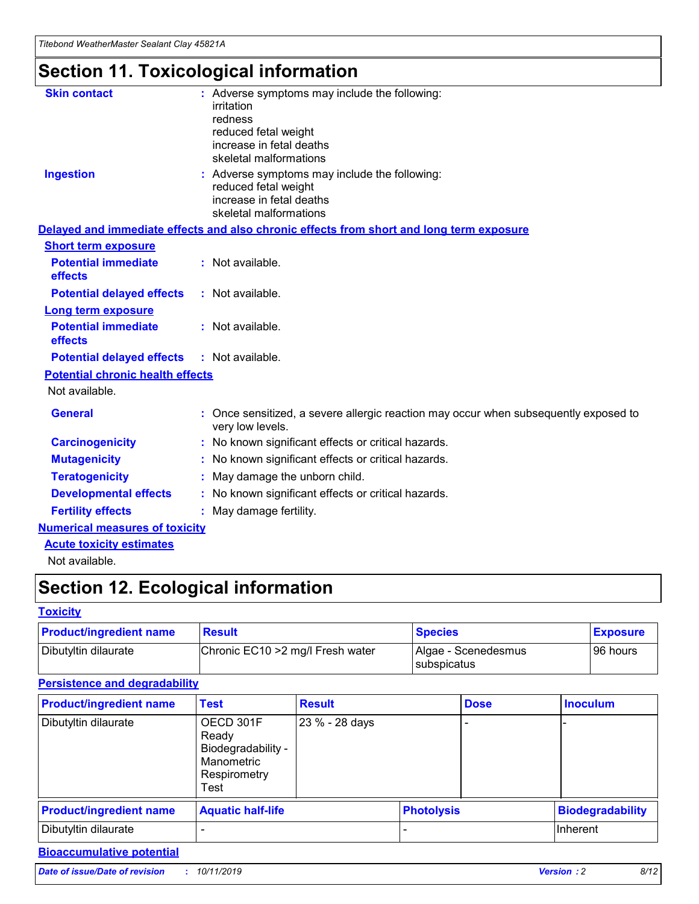# Section 11. Toxicological information

**Skin contact** : Adverse symptoms may include the following:
irritation
redness
reduced fetal weight
increase in fetal deaths
skeletal malformations

**Ingestion** : Adverse symptoms may include the following:
reduced fetal weight
increase in fetal deaths
skeletal malformations

### Delayed and immediate effects and also chronic effects from short and long term exposure

**Short term exposure**

**Potential immediate effects** : Not available.

**Potential delayed effects** : Not available.

**Long term exposure**

**Potential immediate effects** : Not available.

**Potential delayed effects** : Not available.

**Potential chronic health effects**

Not available.

**General** : Once sensitized, a severe allergic reaction may occur when subsequently exposed to very low levels.

**Carcinogenicity** : No known significant effects or critical hazards.

**Mutagenicity** : No known significant effects or critical hazards.

**Teratogenicity** : May damage the unborn child.

**Developmental effects** : No known significant effects or critical hazards.

**Fertility effects** : May damage fertility.

### Numerical measures of toxicity

**Acute toxicity estimates**

Not available.

# Section 12. Ecological information

### Toxicity

| Product/ingredient name | Result | Species | Exposure |
|---|---|---|---|
| Dibutyltin dilaurate | Chronic EC10 >2 mg/l Fresh water | Algae - Scenedesmus subspicatus | 96 hours |

### Persistence and degradability

| Product/ingredient name | Test | Result | Dose | Inoculum |
|---|---|---|---|---|
| Dibutyltin dilaurate | OECD 301F Ready Biodegradability - Manometric Respirometry Test | 23 % - 28 days | - | - |

| Product/ingredient name | Aquatic half-life | Photolysis | Biodegradability |
|---|---|---|---|
| Dibutyltin dilaurate | - | - | Inherent |

### Bioaccumulative potential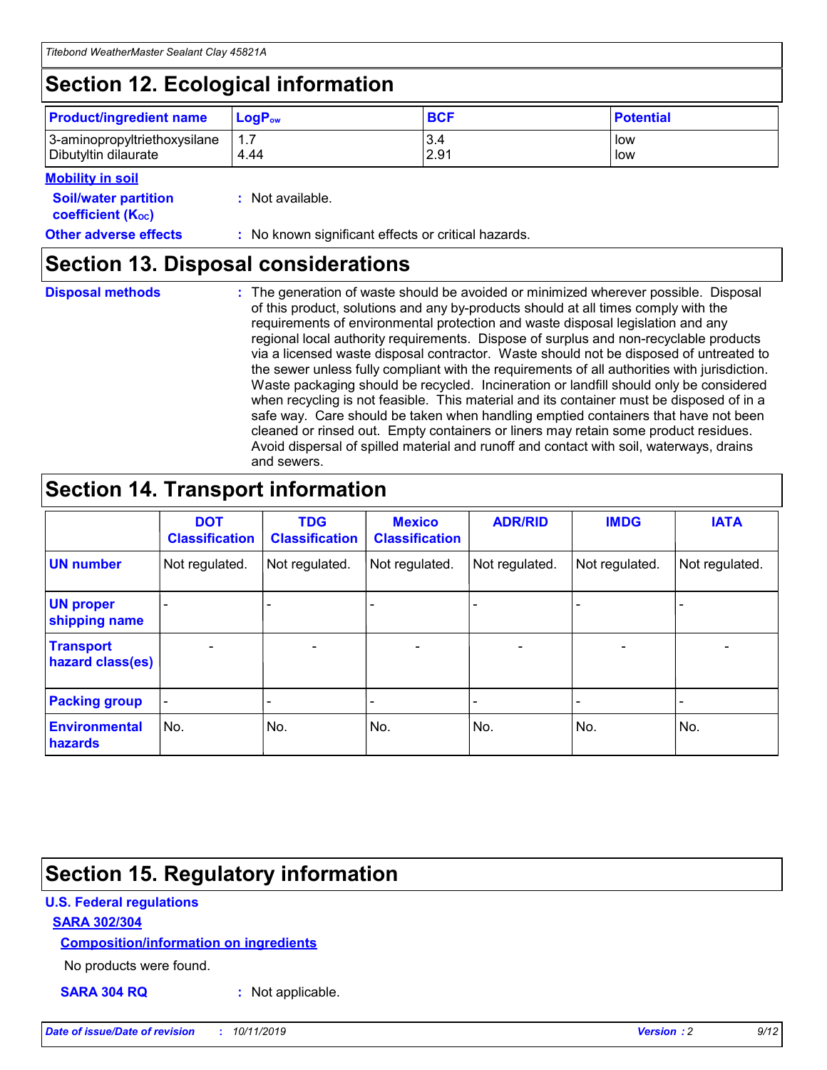## Section 12. Ecological information

| Product/ingredient name | $LogP_{ow}$ | BCF | Potential |
|---|---|---|---|
| 3-aminopropyltriethoxysilane | 1.7 | 3.4 | low |
| Dibutyltin dilaurate | 4.44 | 2.91 | low |

**Mobility in soil**

**Soil/water partition coefficient ($K_{OC}$)** : Not available.

**Other adverse effects** : No known significant effects or critical hazards.

## Section 13. Disposal considerations

**Disposal methods** : The generation of waste should be avoided or minimized wherever possible. Disposal of this product, solutions and any by-products should at all times comply with the requirements of environmental protection and waste disposal legislation and any regional local authority requirements. Dispose of surplus and non-recyclable products via a licensed waste disposal contractor. Waste should not be disposed of untreated to the sewer unless fully compliant with the requirements of all authorities with jurisdiction. Waste packaging should be recycled. Incineration or landfill should only be considered when recycling is not feasible. This material and its container must be disposed of in a safe way. Care should be taken when handling emptied containers that have not been cleaned or rinsed out. Empty containers or liners may retain some product residues. Avoid dispersal of spilled material and runoff and contact with soil, waterways, drains and sewers.

## Section 14. Transport information

| | DOT Classification | TDG Classification | Mexico Classification | ADR/RID | IMDG | IATA |
|---|---|---|---|---|---|---|
| UN number | Not regulated. | Not regulated. | Not regulated. | Not regulated. | Not regulated. | Not regulated. |
| UN proper shipping name | - | - | - | - | - | - |
| Transport hazard class(es) | - | - | - | - | - | - |
| Packing group | - | - | - | - | - | - |
| Environmental hazards | No. | No. | No. | No. | No. | No. |

## Section 15. Regulatory information

**U.S. Federal regulations**

**SARA 302/304**

**Composition/information on ingredients**

No products were found.

**SARA 304 RQ** : Not applicable.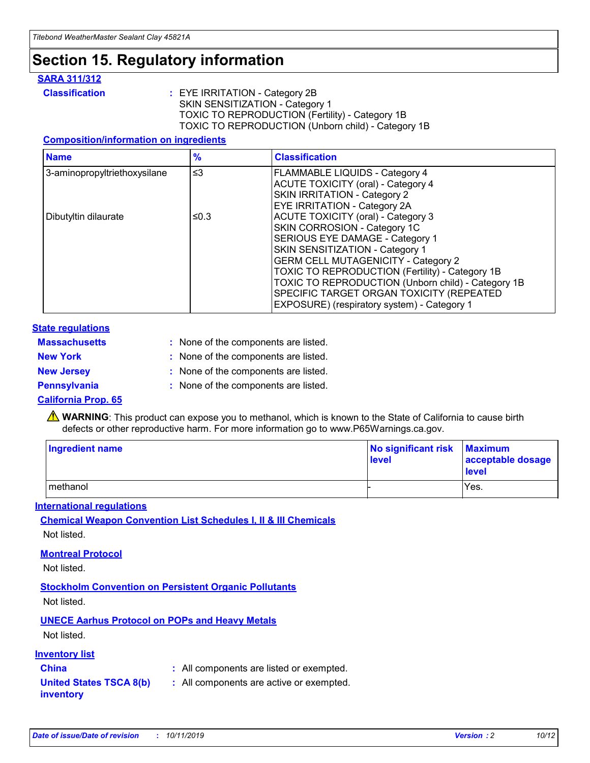# Section 15. Regulatory information

**SARA 311/312**

**Classification** : EYE IRRITATION - Category 2B
SKIN SENSITIZATION - Category 1
TOXIC TO REPRODUCTION (Fertility) - Category 1B
TOXIC TO REPRODUCTION (Unborn child) - Category 1B

**Composition/information on ingredients**

| Name | % | Classification |
|---|---|---|
| 3-aminopropyltriethoxysilane | ≤3 | FLAMMABLE LIQUIDS - Category 4<br>ACUTE TOXICITY (oral) - Category 4<br>SKIN IRRITATION - Category 2<br>EYE IRRITATION - Category 2A |
| Dibutyltin dilaurate | ≤0.3 | ACUTE TOXICITY (oral) - Category 3<br>SKIN CORROSION - Category 1C<br>SERIOUS EYE DAMAGE - Category 1<br>SKIN SENSITIZATION - Category 1<br>GERM CELL MUTAGENICITY - Category 2<br>TOXIC TO REPRODUCTION (Fertility) - Category 1B<br>TOXIC TO REPRODUCTION (Unborn child) - Category 1B<br>SPECIFIC TARGET ORGAN TOXICITY (REPEATED EXPOSURE) (respiratory system) - Category 1 |

**State regulations**

**Massachusetts** : None of the components are listed.

**New York** : None of the components are listed.

**New Jersey** : None of the components are listed.

**Pennsylvania** : None of the components are listed.

**California Prop. 65**

⚠ **WARNING**: This product can expose you to methanol, which is known to the State of California to cause birth defects or other reproductive harm. For more information go to www.P65Warnings.ca.gov.

| Ingredient name | No significant risk level | Maximum acceptable dosage level |
|---|---|---|
| methanol | - | Yes. |

**International regulations**

**Chemical Weapon Convention List Schedules I, II & III Chemicals**

Not listed.

**Montreal Protocol**

Not listed.

**Stockholm Convention on Persistent Organic Pollutants**

Not listed.

**UNECE Aarhus Protocol on POPs and Heavy Metals**

Not listed.

**Inventory list**

**China** : All components are listed or exempted.

**United States TSCA 8(b) inventory** : All components are active or exempted.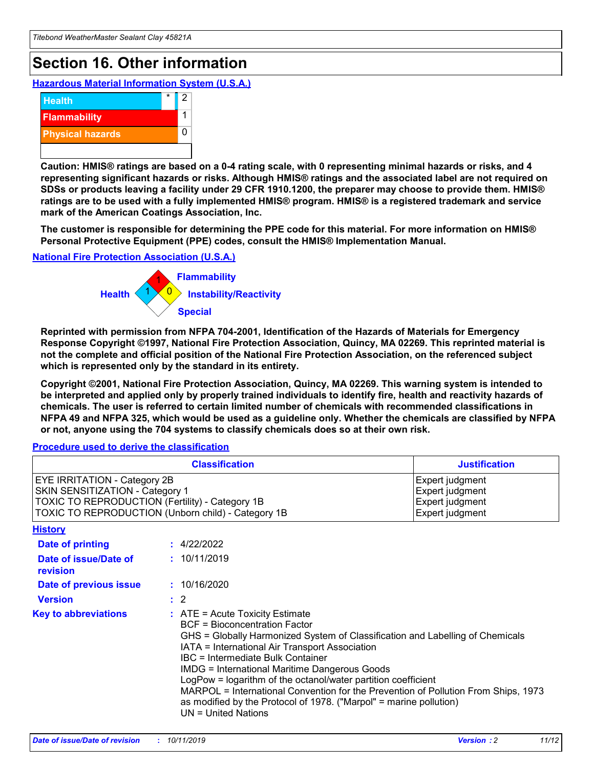# Section 16. Other information

### Hazardous Material Information System (U.S.A.)

| | | |
|---|---|---|
| Health | * | 2 |
| Flammability | | 1 |
| Physical hazards | | 0 |
| | | |

**Caution: HMIS® ratings are based on a 0-4 rating scale, with 0 representing minimal hazards or risks, and 4 representing significant hazards or risks. Although HMIS® ratings and the associated label are not required on SDSs or products leaving a facility under 29 CFR 1910.1200, the preparer may choose to provide them. HMIS® ratings are to be used with a fully implemented HMIS® program. HMIS® is a registered trademark and service mark of the American Coatings Association, Inc.**

**The customer is responsible for determining the PPE code for this material. For more information on HMIS® Personal Protective Equipment (PPE) codes, consult the HMIS® Implementation Manual.**

### National Fire Protection Association (U.S.A.)

Health: 1
Flammability: 1
Instability/Reactivity: 0
Special:

**Reprinted with permission from NFPA 704-2001, Identification of the Hazards of Materials for Emergency Response Copyright ©1997, National Fire Protection Association, Quincy, MA 02269. This reprinted material is not the complete and official position of the National Fire Protection Association, on the referenced subject which is represented only by the standard in its entirety.**

**Copyright ©2001, National Fire Protection Association, Quincy, MA 02269. This warning system is intended to be interpreted and applied only by properly trained individuals to identify fire, health and reactivity hazards of chemicals. The user is referred to certain limited number of chemicals with recommended classifications in NFPA 49 and NFPA 325, which would be used as a guideline only. Whether the chemicals are classified by NFPA or not, anyone using the 704 systems to classify chemicals does so at their own risk.**

### Procedure used to derive the classification

| Classification | Justification |
|---|---|
| EYE IRRITATION - Category 2B | Expert judgment |
| SKIN SENSITIZATION - Category 1 | Expert judgment |
| TOXIC TO REPRODUCTION (Fertility) - Category 1B | Expert judgment |
| TOXIC TO REPRODUCTION (Unborn child) - Category 1B | Expert judgment |

### History

**Date of printing** : 4/22/2022

**Date of issue/Date of revision** : 10/11/2019

**Date of previous issue** : 10/16/2020

**Version** : 2

**Key to abbreviations** :
ATE = Acute Toxicity Estimate
BCF = Bioconcentration Factor
GHS = Globally Harmonized System of Classification and Labelling of Chemicals
IATA = International Air Transport Association
IBC = Intermediate Bulk Container
IMDG = International Maritime Dangerous Goods
LogPow = logarithm of the octanol/water partition coefficient
MARPOL = International Convention for the Prevention of Pollution From Ships, 1973 as modified by the Protocol of 1978. ("Marpol" = marine pollution)
UN = United Nations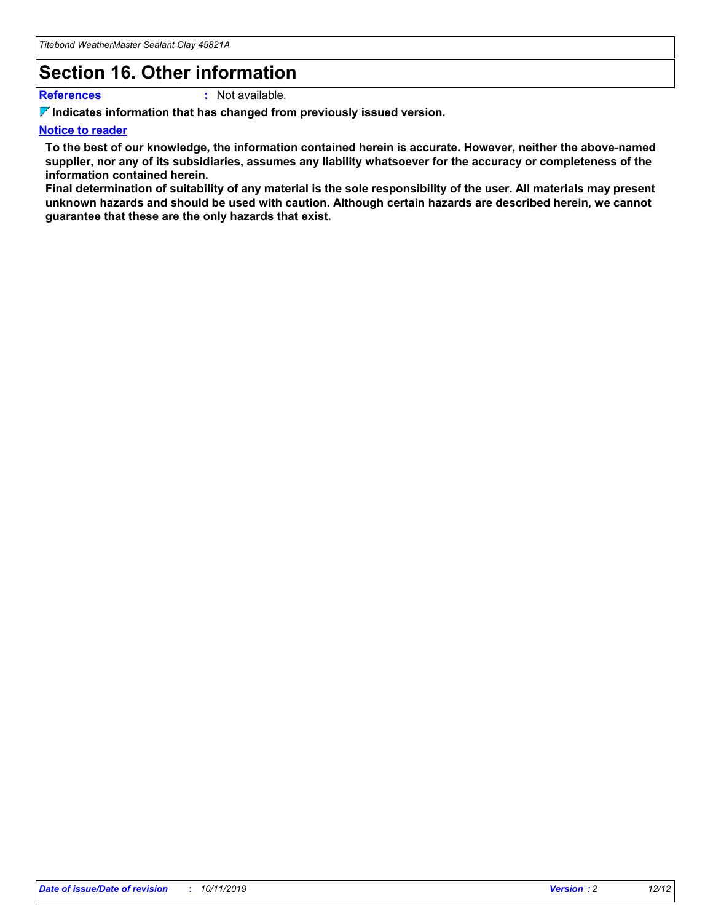# Section 16. Other information

**References** : Not available.

**Indicates information that has changed from previously issued version.**

**Notice to reader**

**To the best of our knowledge, the information contained herein is accurate. However, neither the above-named supplier, nor any of its subsidiaries, assumes any liability whatsoever for the accuracy or completeness of the information contained herein.**

**Final determination of suitability of any material is the sole responsibility of the user. All materials may present unknown hazards and should be used with caution. Although certain hazards are described herein, we cannot guarantee that these are the only hazards that exist.**